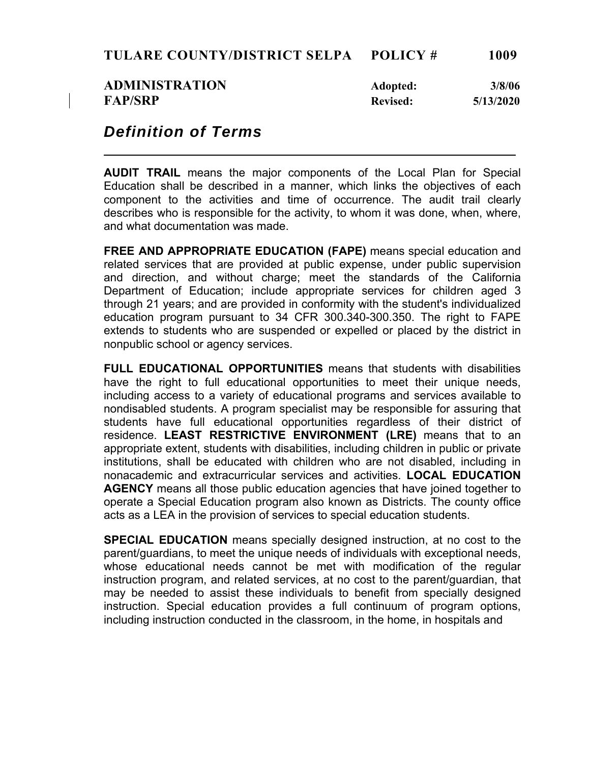**TULARE COUNTY/DISTRICT SELPA POLICY # 1009**

**ADMINISTRATION** **Adopted: 3/8/06**
**FAP/SRP** **Revised: 5/13/2020**

# *Definition of Terms*

**AUDIT TRAIL** means the major components of the Local Plan for Special Education shall be described in a manner, which links the objectives of each component to the activities and time of occurrence. The audit trail clearly describes who is responsible for the activity, to whom it was done, when, where, and what documentation was made.

**FREE AND APPROPRIATE EDUCATION (FAPE)** means special education and related services that are provided at public expense, under public supervision and direction, and without charge; meet the standards of the California Department of Education; include appropriate services for children aged 3 through 21 years; and are provided in conformity with the student's individualized education program pursuant to 34 CFR 300.340-300.350. The right to FAPE extends to students who are suspended or expelled or placed by the district in nonpublic school or agency services.

**FULL EDUCATIONAL OPPORTUNITIES** means that students with disabilities have the right to full educational opportunities to meet their unique needs, including access to a variety of educational programs and services available to nondisabled students. A program specialist may be responsible for assuring that students have full educational opportunities regardless of their district of residence. **LEAST RESTRICTIVE ENVIRONMENT (LRE)** means that to an appropriate extent, students with disabilities, including children in public or private institutions, shall be educated with children who are not disabled, including in nonacademic and extracurricular services and activities. **LOCAL EDUCATION AGENCY** means all those public education agencies that have joined together to operate a Special Education program also known as Districts. The county office acts as a LEA in the provision of services to special education students.

**SPECIAL EDUCATION** means specially designed instruction, at no cost to the parent/guardians, to meet the unique needs of individuals with exceptional needs, whose educational needs cannot be met with modification of the regular instruction program, and related services, at no cost to the parent/guardian, that may be needed to assist these individuals to benefit from specially designed instruction. Special education provides a full continuum of program options, including instruction conducted in the classroom, in the home, in hospitals and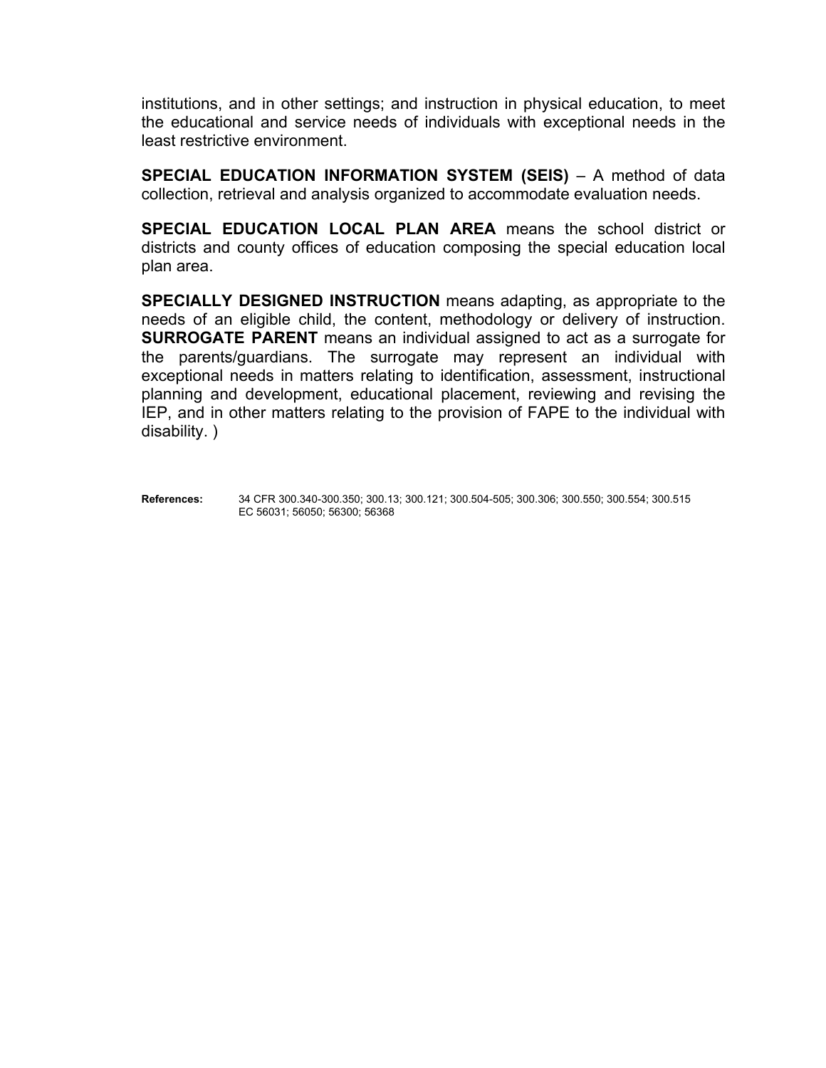institutions, and in other settings; and instruction in physical education, to meet the educational and service needs of individuals with exceptional needs in the least restrictive environment.

**SPECIAL EDUCATION INFORMATION SYSTEM (SEIS)** – A method of data collection, retrieval and analysis organized to accommodate evaluation needs.

**SPECIAL EDUCATION LOCAL PLAN AREA** means the school district or districts and county offices of education composing the special education local plan area.

**SPECIALLY DESIGNED INSTRUCTION** means adapting, as appropriate to the needs of an eligible child, the content, methodology or delivery of instruction. **SURROGATE PARENT** means an individual assigned to act as a surrogate for the parents/guardians. The surrogate may represent an individual with exceptional needs in matters relating to identification, assessment, instructional planning and development, educational placement, reviewing and revising the IEP, and in other matters relating to the provision of FAPE to the individual with disability. )

**References:** 34 CFR 300.340-300.350; 300.13; 300.121; 300.504-505; 300.306; 300.550; 300.554; 300.515
EC 56031; 56050; 56300; 56368